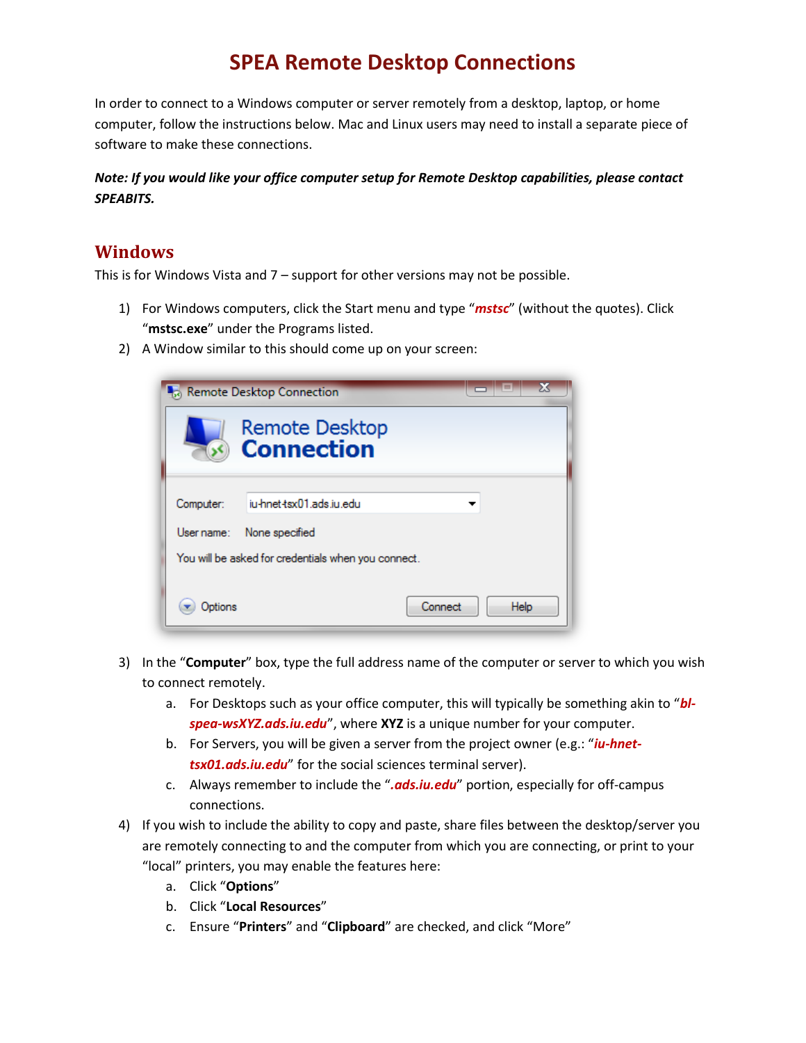# SPEA Remote Desktop Connections

In order to connect to a Windows computer or server remotely from a desktop, laptop, or home computer, follow the instructions below. Mac and Linux users may need to install a separate piece of software to make these connections.

***Note: If you would like your office computer setup for Remote Desktop capabilities, please contact SPEABITS.***

## Windows

This is for Windows Vista and 7 – support for other versions may not be possible.

1) For Windows computers, click the Start menu and type "***mstsc***" (without the quotes). Click "**mstsc.exe**" under the Programs listed.
2) A Window similar to this should come up on your screen:
3) In the "**Computer**" box, type the full address name of the computer or server to which you wish to connect remotely.
   a. For Desktops such as your office computer, this will typically be something akin to "***bl-spea-wsXYZ.ads.iu.edu***", where **XYZ** is a unique number for your computer.
   b. For Servers, you will be given a server from the project owner (e.g.: "***iu-hnet-tsx01.ads.iu.edu***" for the social sciences terminal server).
   c. Always remember to include the "***.ads.iu.edu***" portion, especially for off-campus connections.
4) If you wish to include the ability to copy and paste, share files between the desktop/server you are remotely connecting to and the computer from which you are connecting, or print to your "local" printers, you may enable the features here:
   a. Click "**Options**"
   b. Click "**Local Resources**"
   c. Ensure "**Printers**" and "**Clipboard**" are checked, and click "More"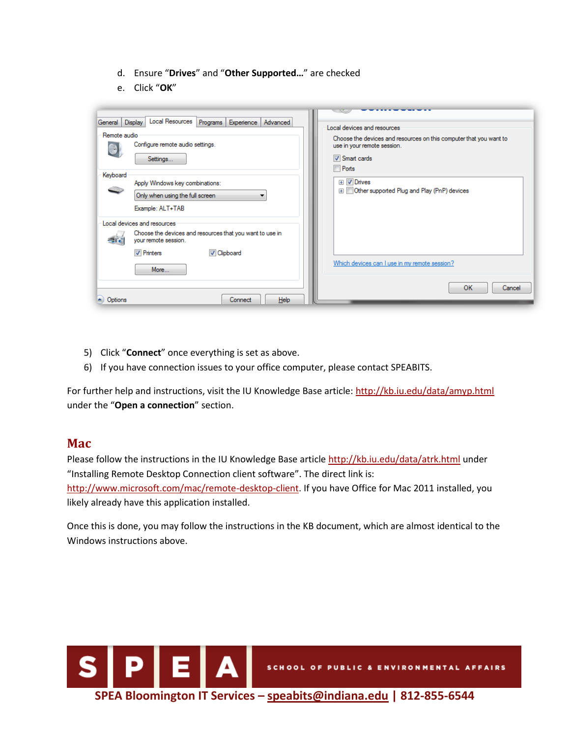d. Ensure "**Drives**" and "**Other Supported…**" are checked
e. Click "**OK**"

5) Click "**Connect**" once everything is set as above.
6) If you have connection issues to your office computer, please contact SPEABITS.

For further help and instructions, visit the IU Knowledge Base article: http://kb.iu.edu/data/amyp.html under the "**Open a connection**" section.

## Mac

Please follow the instructions in the IU Knowledge Base article http://kb.iu.edu/data/atrk.html under "Installing Remote Desktop Connection client software". The direct link is: http://www.microsoft.com/mac/remote-desktop-client. If you have Office for Mac 2011 installed, you likely already have this application installed.

Once this is done, you may follow the instructions in the KB document, which are almost identical to the Windows instructions above.